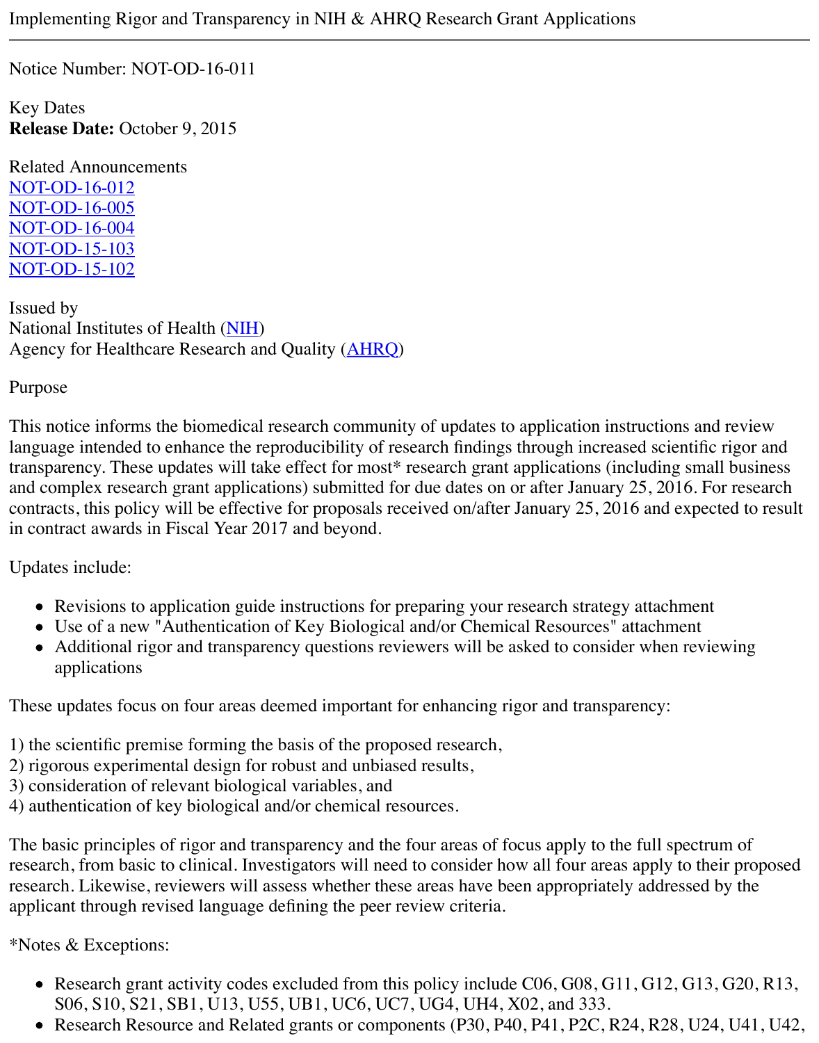# Implementing Rigor and Transparency in NIH & AHRQ Research Grant Applications

Notice Number: NOT-OD-16-011

Key Dates
**Release Date:** October 9, 2015

Related Announcements
[NOT-OD-16-012](NOT-OD-16-012)
[NOT-OD-16-005](NOT-OD-16-005)
[NOT-OD-16-004](NOT-OD-16-004)
[NOT-OD-15-103](NOT-OD-15-103)
[NOT-OD-15-102](NOT-OD-15-102)

Issued by
National Institutes of Health (NIH)
Agency for Healthcare Research and Quality (AHRQ)

Purpose

This notice informs the biomedical research community of updates to application instructions and review language intended to enhance the reproducibility of research findings through increased scientific rigor and transparency. These updates will take effect for most* research grant applications (including small business and complex research grant applications) submitted for due dates on or after January 25, 2016. For research contracts, this policy will be effective for proposals received on/after January 25, 2016 and expected to result in contract awards in Fiscal Year 2017 and beyond.

Updates include:

- Revisions to application guide instructions for preparing your research strategy attachment
- Use of a new "Authentication of Key Biological and/or Chemical Resources" attachment
- Additional rigor and transparency questions reviewers will be asked to consider when reviewing applications

These updates focus on four areas deemed important for enhancing rigor and transparency:

1) the scientific premise forming the basis of the proposed research,
2) rigorous experimental design for robust and unbiased results,
3) consideration of relevant biological variables, and
4) authentication of key biological and/or chemical resources.

The basic principles of rigor and transparency and the four areas of focus apply to the full spectrum of research, from basic to clinical. Investigators will need to consider how all four areas apply to their proposed research. Likewise, reviewers will assess whether these areas have been appropriately addressed by the applicant through revised language defining the peer review criteria.

*Notes & Exceptions:

- Research grant activity codes excluded from this policy include C06, G08, G11, G12, G13, G20, R13, S06, S10, S21, SB1, U13, U55, UB1, UC6, UC7, UG4, UH4, X02, and 333.
- Research Resource and Related grants or components (P30, P40, P41, P2C, R24, R28, U24, U41, U42,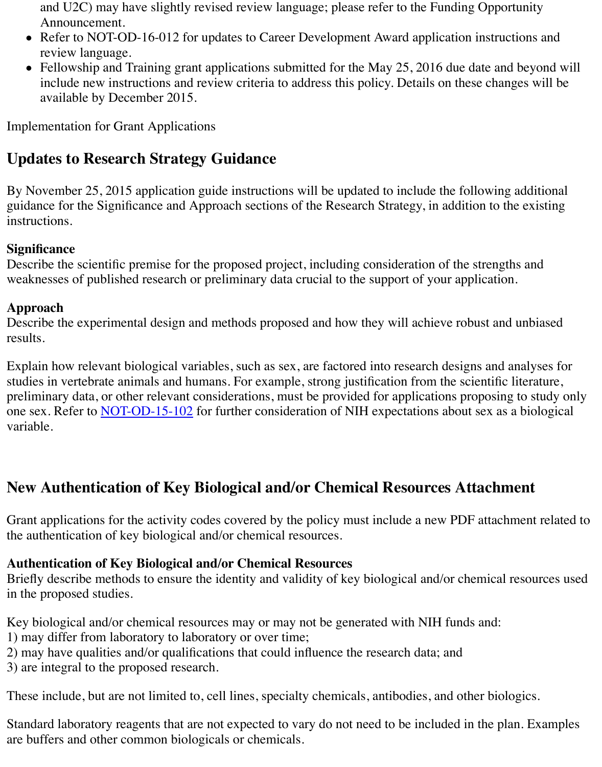and U2C) may have slightly revised review language; please refer to the Funding Opportunity Announcement.

- Refer to NOT-OD-16-012 for updates to Career Development Award application instructions and review language.
- Fellowship and Training grant applications submitted for the May 25, 2016 due date and beyond will include new instructions and review criteria to address this policy. Details on these changes will be available by December 2015.

Implementation for Grant Applications

## Updates to Research Strategy Guidance

By November 25, 2015 application guide instructions will be updated to include the following additional guidance for the Significance and Approach sections of the Research Strategy, in addition to the existing instructions.

**Significance**
Describe the scientific premise for the proposed project, including consideration of the strengths and weaknesses of published research or preliminary data crucial to the support of your application.

**Approach**
Describe the experimental design and methods proposed and how they will achieve robust and unbiased results.

Explain how relevant biological variables, such as sex, are factored into research designs and analyses for studies in vertebrate animals and humans. For example, strong justification from the scientific literature, preliminary data, or other relevant considerations, must be provided for applications proposing to study only one sex. Refer to NOT-OD-15-102 for further consideration of NIH expectations about sex as a biological variable.

## New Authentication of Key Biological and/or Chemical Resources Attachment

Grant applications for the activity codes covered by the policy must include a new PDF attachment related to the authentication of key biological and/or chemical resources.

**Authentication of Key Biological and/or Chemical Resources**
Briefly describe methods to ensure the identity and validity of key biological and/or chemical resources used in the proposed studies.

Key biological and/or chemical resources may or may not be generated with NIH funds and:
1) may differ from laboratory to laboratory or over time;
2) may have qualities and/or qualifications that could influence the research data; and
3) are integral to the proposed research.

These include, but are not limited to, cell lines, specialty chemicals, antibodies, and other biologics.

Standard laboratory reagents that are not expected to vary do not need to be included in the plan. Examples are buffers and other common biologicals or chemicals.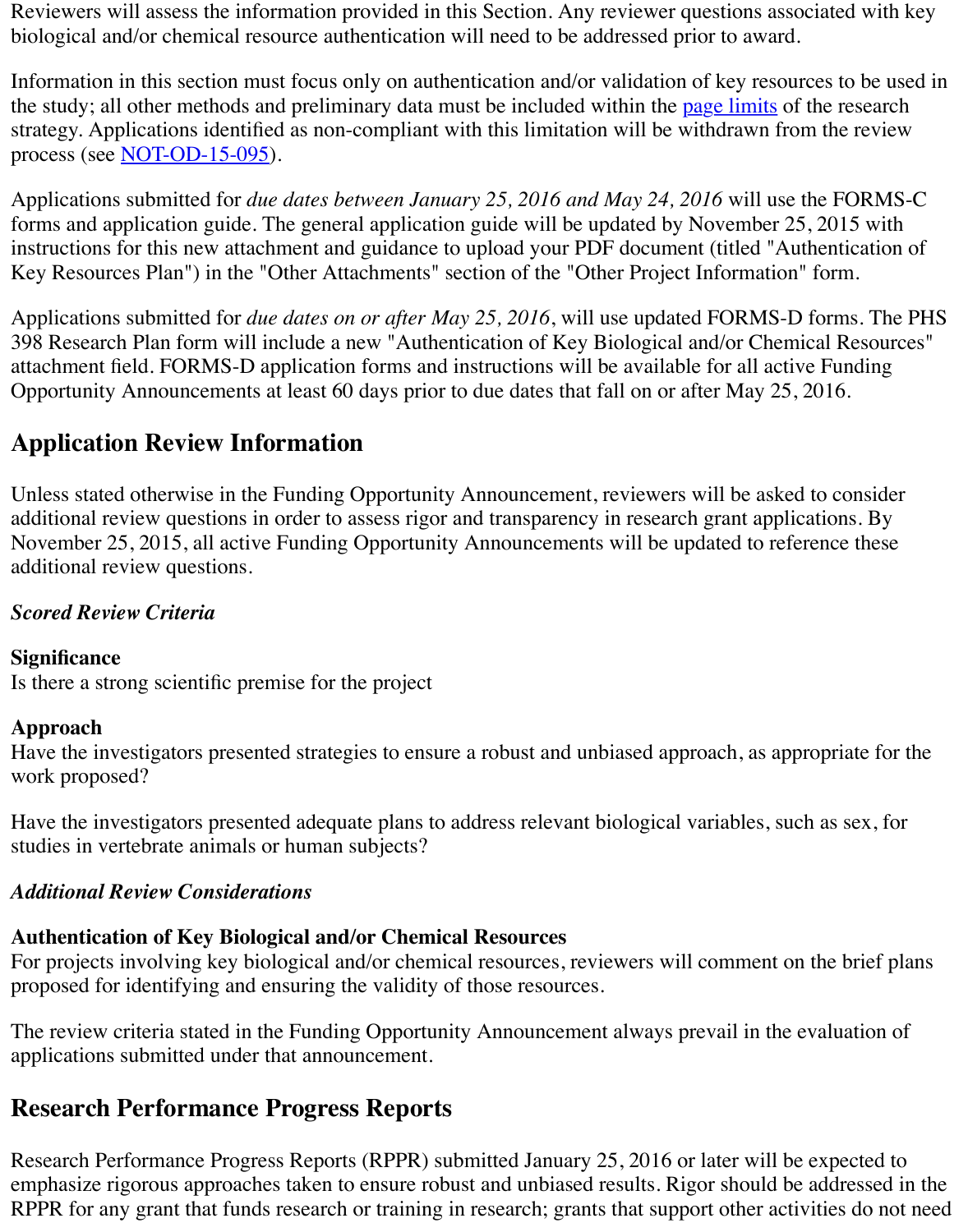Reviewers will assess the information provided in this Section. Any reviewer questions associated with key biological and/or chemical resource authentication will need to be addressed prior to award.

Information in this section must focus only on authentication and/or validation of key resources to be used in the study; all other methods and preliminary data must be included within the page limits of the research strategy. Applications identified as non-compliant with this limitation will be withdrawn from the review process (see NOT-OD-15-095).

Applications submitted for *due dates between January 25, 2016 and May 24, 2016* will use the FORMS-C forms and application guide. The general application guide will be updated by November 25, 2015 with instructions for this new attachment and guidance to upload your PDF document (titled "Authentication of Key Resources Plan") in the "Other Attachments" section of the "Other Project Information" form.

Applications submitted for *due dates on or after May 25, 2016*, will use updated FORMS-D forms. The PHS 398 Research Plan form will include a new "Authentication of Key Biological and/or Chemical Resources" attachment field. FORMS-D application forms and instructions will be available for all active Funding Opportunity Announcements at least 60 days prior to due dates that fall on or after May 25, 2016.

## Application Review Information

Unless stated otherwise in the Funding Opportunity Announcement, reviewers will be asked to consider additional review questions in order to assess rigor and transparency in research grant applications. By November 25, 2015, all active Funding Opportunity Announcements will be updated to reference these additional review questions.

***Scored Review Criteria***

**Significance**
Is there a strong scientific premise for the project

**Approach**
Have the investigators presented strategies to ensure a robust and unbiased approach, as appropriate for the work proposed?

Have the investigators presented adequate plans to address relevant biological variables, such as sex, for studies in vertebrate animals or human subjects?

***Additional Review Considerations***

**Authentication of Key Biological and/or Chemical Resources**
For projects involving key biological and/or chemical resources, reviewers will comment on the brief plans proposed for identifying and ensuring the validity of those resources.

The review criteria stated in the Funding Opportunity Announcement always prevail in the evaluation of applications submitted under that announcement.

## Research Performance Progress Reports

Research Performance Progress Reports (RPPR) submitted January 25, 2016 or later will be expected to emphasize rigorous approaches taken to ensure robust and unbiased results. Rigor should be addressed in the RPPR for any grant that funds research or training in research; grants that support other activities do not need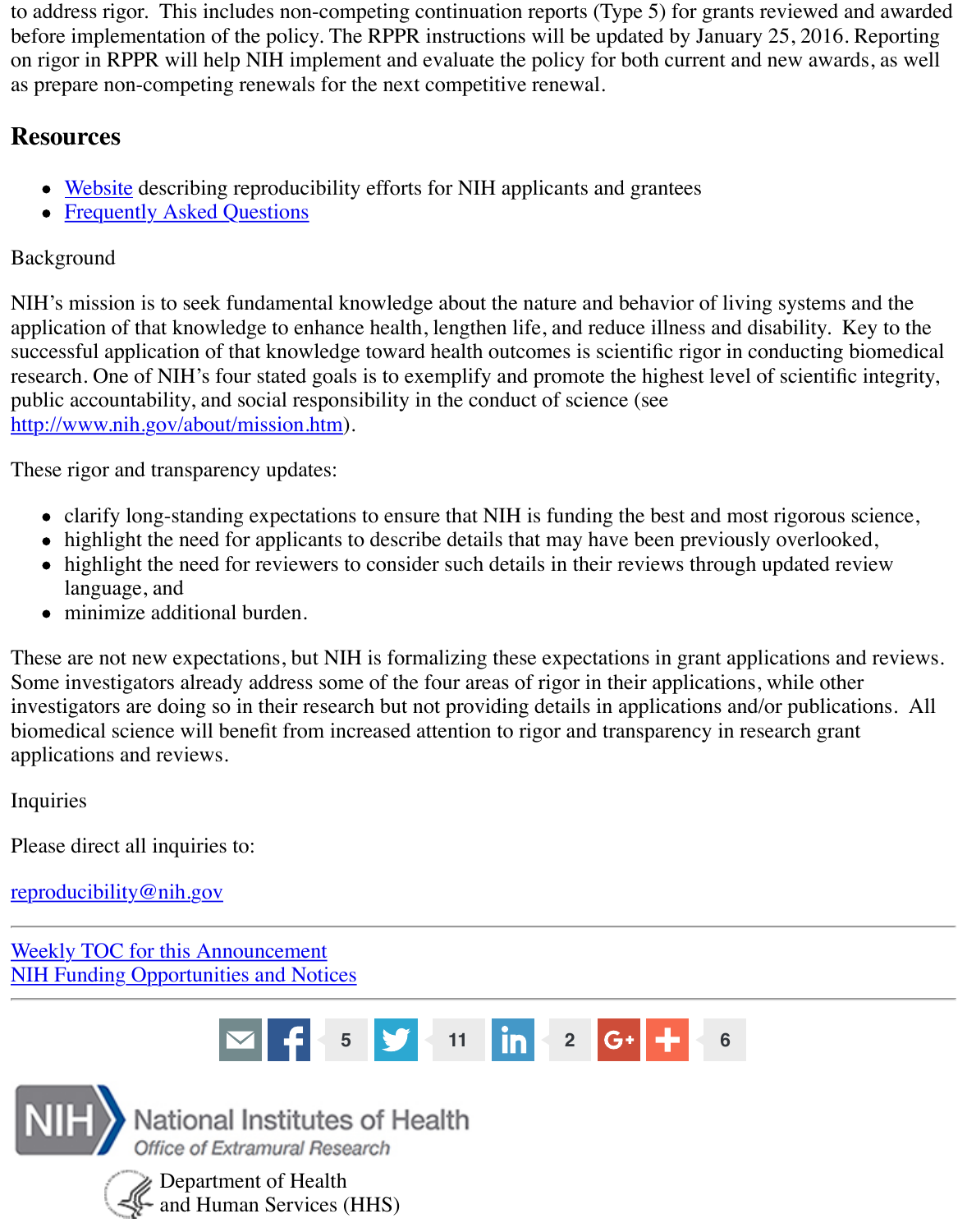to address rigor. This includes non-competing continuation reports (Type 5) for grants reviewed and awarded before implementation of the policy. The RPPR instructions will be updated by January 25, 2016. Reporting on rigor in RPPR will help NIH implement and evaluate the policy for both current and new awards, as well as prepare non-competing renewals for the next competitive renewal.

## Resources

- Website describing reproducibility efforts for NIH applicants and grantees
- Frequently Asked Questions

Background

NIH's mission is to seek fundamental knowledge about the nature and behavior of living systems and the application of that knowledge to enhance health, lengthen life, and reduce illness and disability. Key to the successful application of that knowledge toward health outcomes is scientific rigor in conducting biomedical research. One of NIH's four stated goals is to exemplify and promote the highest level of scientific integrity, public accountability, and social responsibility in the conduct of science (see http://www.nih.gov/about/mission.htm).

These rigor and transparency updates:

- clarify long-standing expectations to ensure that NIH is funding the best and most rigorous science,
- highlight the need for applicants to describe details that may have been previously overlooked,
- highlight the need for reviewers to consider such details in their reviews through updated review language, and
- minimize additional burden.

These are not new expectations, but NIH is formalizing these expectations in grant applications and reviews. Some investigators already address some of the four areas of rigor in their applications, while other investigators are doing so in their research but not providing details in applications and/or publications. All biomedical science will benefit from increased attention to rigor and transparency in research grant applications and reviews.

Inquiries

Please direct all inquiries to:

reproducibility@nih.gov

---

Weekly TOC for this Announcement
NIH Funding Opportunities and Notices

---

National Institutes of Health
Office of Extramural Research

Department of Health and Human Services (HHS)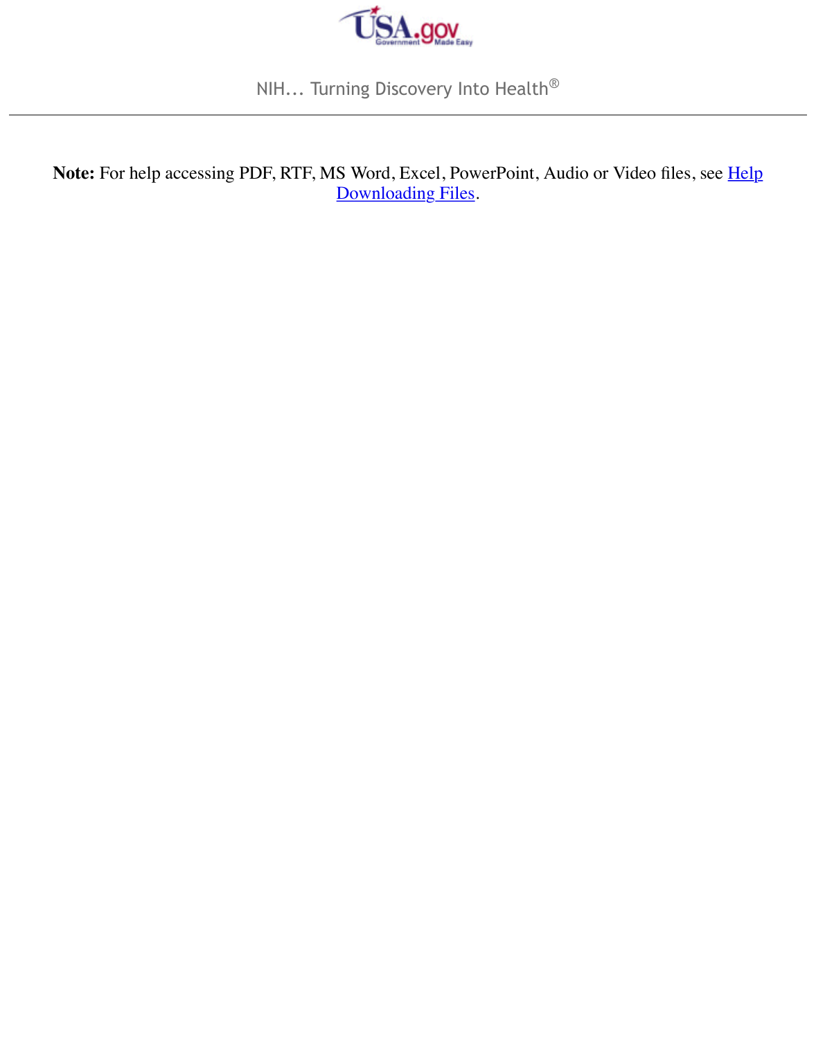USA.gov Government Made Easy

NIH... Turning Discovery Into Health®

---

**Note:** For help accessing PDF, RTF, MS Word, Excel, PowerPoint, Audio or Video files, see Help Downloading Files.